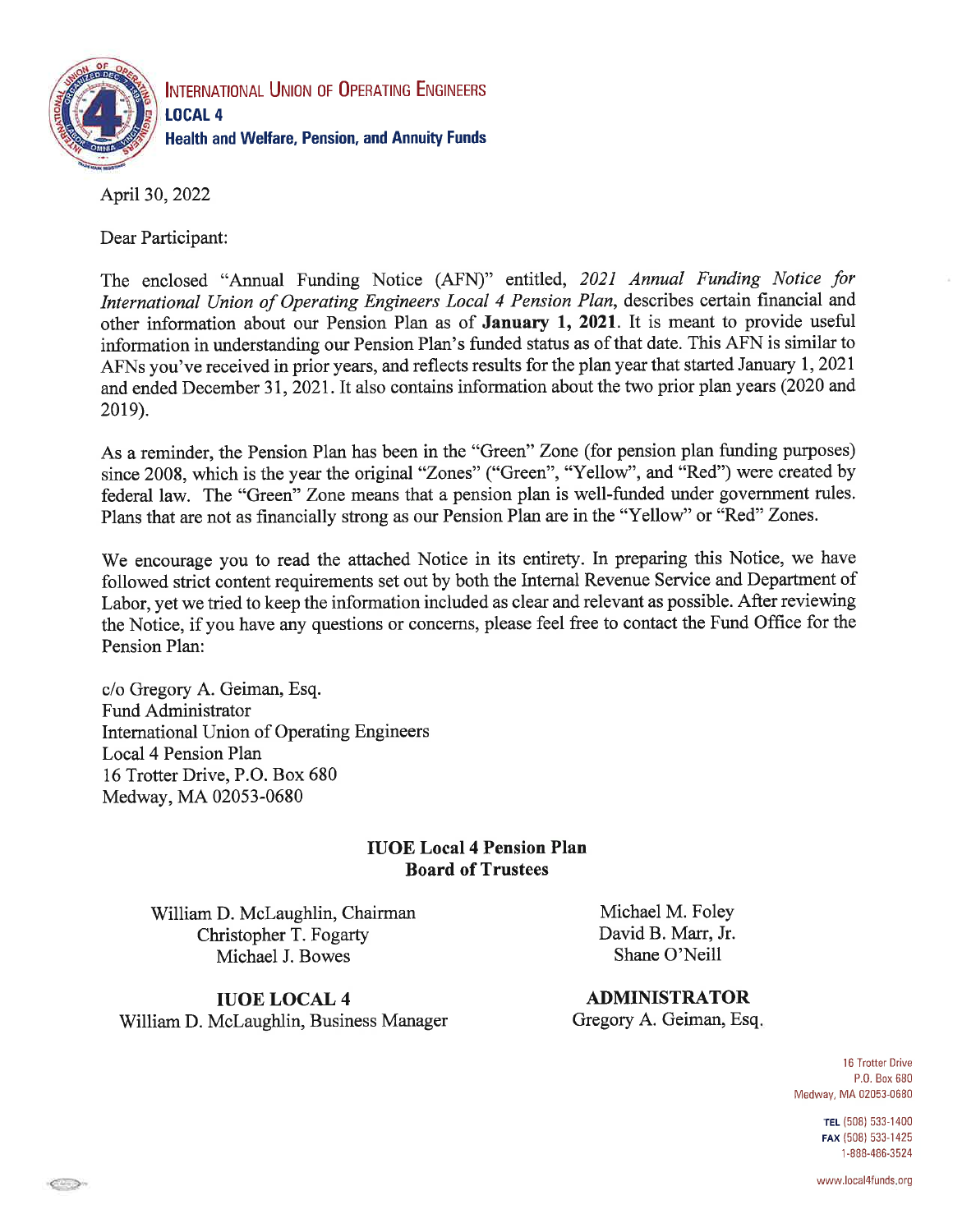**INTERNATIONAL UNION OF OPERATING ENGINEERS**
**LOCAL 4**
**Health and Welfare, Pension, and Annuity Funds**

April 30, 2022

Dear Participant:

The enclosed "Annual Funding Notice (AFN)" entitled, *2021 Annual Funding Notice for International Union of Operating Engineers Local 4 Pension Plan*, describes certain financial and other information about our Pension Plan as of **January 1, 2021**. It is meant to provide useful information in understanding our Pension Plan's funded status as of that date. This AFN is similar to AFNs you've received in prior years, and reflects results for the plan year that started January 1, 2021 and ended December 31, 2021. It also contains information about the two prior plan years (2020 and 2019).

As a reminder, the Pension Plan has been in the "Green" Zone (for pension plan funding purposes) since 2008, which is the year the original "Zones" ("Green", "Yellow", and "Red") were created by federal law. The "Green" Zone means that a pension plan is well-funded under government rules. Plans that are not as financially strong as our Pension Plan are in the "Yellow" or "Red" Zones.

We encourage you to read the attached Notice in its entirety. In preparing this Notice, we have followed strict content requirements set out by both the Internal Revenue Service and Department of Labor, yet we tried to keep the information included as clear and relevant as possible. After reviewing the Notice, if you have any questions or concerns, please feel free to contact the Fund Office for the Pension Plan:

c/o Gregory A. Geiman, Esq.
Fund Administrator
International Union of Operating Engineers
Local 4 Pension Plan
16 Trotter Drive, P.O. Box 680
Medway, MA 02053-0680

**IUOE Local 4 Pension Plan**
**Board of Trustees**

William D. McLaughlin, Chairman
Christopher T. Fogarty
Michael J. Bowes
Michael M. Foley
David B. Marr, Jr.
Shane O'Neill

**IUOE LOCAL 4**
William D. McLaughlin, Business Manager

**ADMINISTRATOR**
Gregory A. Geiman, Esq.

16 Trotter Drive
P.O. Box 680
Medway, MA 02053-0680

**TEL** (508) 533-1400
**FAX** (508) 533-1425
1-888-486-3524

www.local4funds.org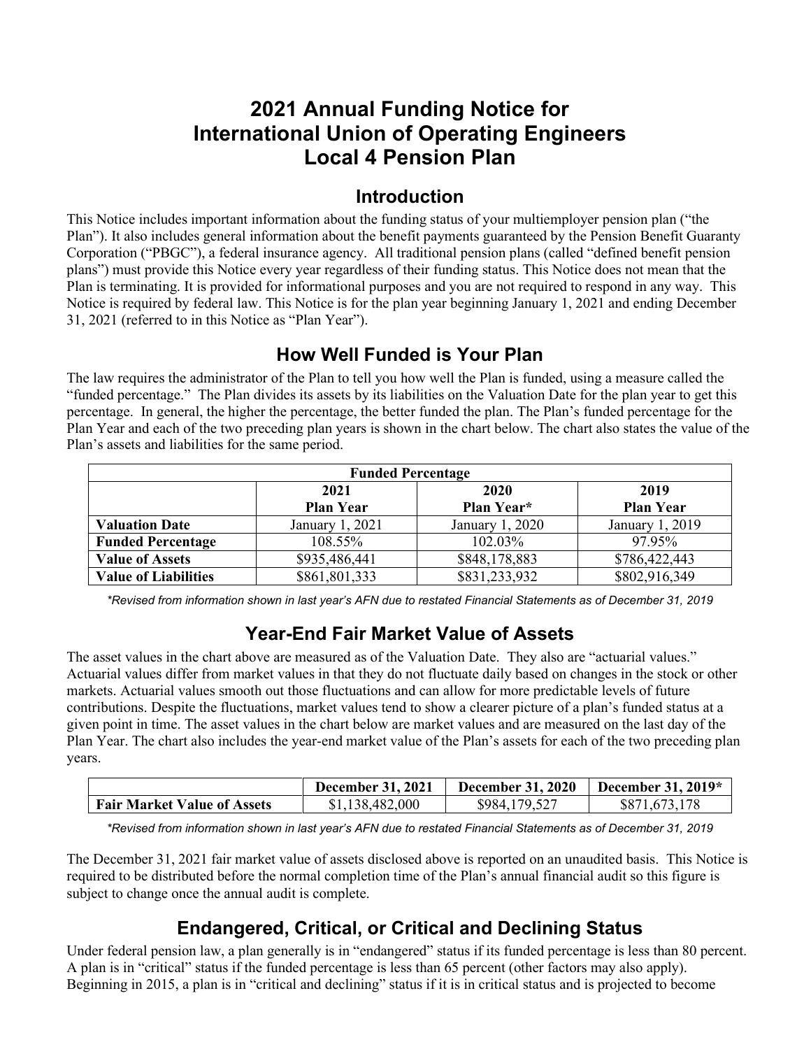# 2021 Annual Funding Notice for International Union of Operating Engineers Local 4 Pension Plan

## Introduction

This Notice includes important information about the funding status of your multiemployer pension plan ("the Plan"). It also includes general information about the benefit payments guaranteed by the Pension Benefit Guaranty Corporation ("PBGC"), a federal insurance agency. All traditional pension plans (called "defined benefit pension plans") must provide this Notice every year regardless of their funding status. This Notice does not mean that the Plan is terminating. It is provided for informational purposes and you are not required to respond in any way. This Notice is required by federal law. This Notice is for the plan year beginning January 1, 2021 and ending December 31, 2021 (referred to in this Notice as "Plan Year").

## How Well Funded is Your Plan

The law requires the administrator of the Plan to tell you how well the Plan is funded, using a measure called the "funded percentage." The Plan divides its assets by its liabilities on the Valuation Date for the plan year to get this percentage. In general, the higher the percentage, the better funded the plan. The Plan's funded percentage for the Plan Year and each of the two preceding plan years is shown in the chart below. The chart also states the value of the Plan's assets and liabilities for the same period.

| Funded Percentage | | | |
|---|---|---|---|
| | 2021 Plan Year | 2020 Plan Year* | 2019 Plan Year |
| **Valuation Date** | January 1, 2021 | January 1, 2020 | January 1, 2019 |
| **Funded Percentage** | 108.55% | 102.03% | 97.95% |
| **Value of Assets** | $935,486,441 | $848,178,883 | $786,422,443 |
| **Value of Liabilities** | $861,801,333 | $831,233,932 | $802,916,349 |

*\*Revised from information shown in last year's AFN due to restated Financial Statements as of December 31, 2019*

## Year-End Fair Market Value of Assets

The asset values in the chart above are measured as of the Valuation Date. They also are "actuarial values." Actuarial values differ from market values in that they do not fluctuate daily based on changes in the stock or other markets. Actuarial values smooth out those fluctuations and can allow for more predictable levels of future contributions. Despite the fluctuations, market values tend to show a clearer picture of a plan's funded status at a given point in time. The asset values in the chart below are market values and are measured on the last day of the Plan Year. The chart also includes the year-end market value of the Plan's assets for each of the two preceding plan years.

| | December 31, 2021 | December 31, 2020 | December 31, 2019* |
|---|---|---|---|
| **Fair Market Value of Assets** | $1,138,482,000 | $984,179,527 | $871,673,178 |

*\*Revised from information shown in last year's AFN due to restated Financial Statements as of December 31, 2019*

The December 31, 2021 fair market value of assets disclosed above is reported on an unaudited basis. This Notice is required to be distributed before the normal completion time of the Plan's annual financial audit so this figure is subject to change once the annual audit is complete.

## Endangered, Critical, or Critical and Declining Status

Under federal pension law, a plan generally is in "endangered" status if its funded percentage is less than 80 percent. A plan is in "critical" status if the funded percentage is less than 65 percent (other factors may also apply). Beginning in 2015, a plan is in "critical and declining" status if it is in critical status and is projected to become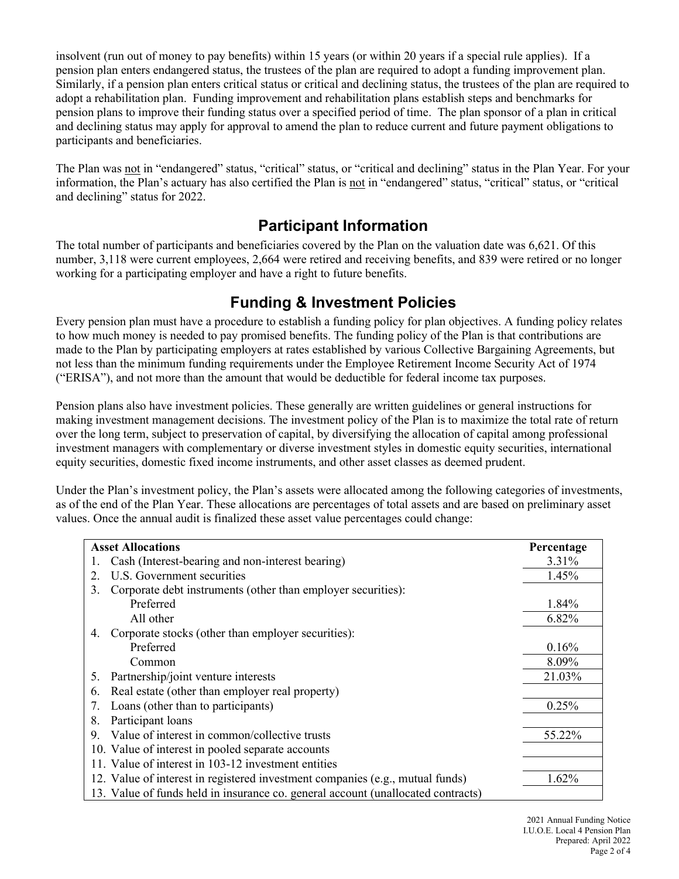insolvent (run out of money to pay benefits) within 15 years (or within 20 years if a special rule applies). If a pension plan enters endangered status, the trustees of the plan are required to adopt a funding improvement plan. Similarly, if a pension plan enters critical status or critical and declining status, the trustees of the plan are required to adopt a rehabilitation plan. Funding improvement and rehabilitation plans establish steps and benchmarks for pension plans to improve their funding status over a specified period of time. The plan sponsor of a plan in critical and declining status may apply for approval to amend the plan to reduce current and future payment obligations to participants and beneficiaries.

The Plan was not in "endangered" status, "critical" status, or "critical and declining" status in the Plan Year. For your information, the Plan's actuary has also certified the Plan is not in "endangered" status, "critical" status, or "critical and declining" status for 2022.

## Participant Information

The total number of participants and beneficiaries covered by the Plan on the valuation date was 6,621. Of this number, 3,118 were current employees, 2,664 were retired and receiving benefits, and 839 were retired or no longer working for a participating employer and have a right to future benefits.

## Funding & Investment Policies

Every pension plan must have a procedure to establish a funding policy for plan objectives. A funding policy relates to how much money is needed to pay promised benefits. The funding policy of the Plan is that contributions are made to the Plan by participating employers at rates established by various Collective Bargaining Agreements, but not less than the minimum funding requirements under the Employee Retirement Income Security Act of 1974 ("ERISA"), and not more than the amount that would be deductible for federal income tax purposes.

Pension plans also have investment policies. These generally are written guidelines or general instructions for making investment management decisions. The investment policy of the Plan is to maximize the total rate of return over the long term, subject to preservation of capital, by diversifying the allocation of capital among professional investment managers with complementary or diverse investment styles in domestic equity securities, international equity securities, domestic fixed income instruments, and other asset classes as deemed prudent.

Under the Plan's investment policy, the Plan's assets were allocated among the following categories of investments, as of the end of the Plan Year. These allocations are percentages of total assets and are based on preliminary asset values. Once the annual audit is finalized these asset value percentages could change:

| Asset Allocations | Percentage |
|---|---|
| 1. Cash (Interest-bearing and non-interest bearing) | 3.31% |
| 2. U.S. Government securities | 1.45% |
| 3. Corporate debt instruments (other than employer securities): | |
| Preferred | 1.84% |
| All other | 6.82% |
| 4. Corporate stocks (other than employer securities): | |
| Preferred | 0.16% |
| Common | 8.09% |
| 5. Partnership/joint venture interests | 21.03% |
| 6. Real estate (other than employer real property) | |
| 7. Loans (other than to participants) | 0.25% |
| 8. Participant loans | |
| 9. Value of interest in common/collective trusts | 55.22% |
| 10. Value of interest in pooled separate accounts | |
| 11. Value of interest in 103-12 investment entities | |
| 12. Value of interest in registered investment companies (e.g., mutual funds) | 1.62% |
| 13. Value of funds held in insurance co. general account (unallocated contracts) | |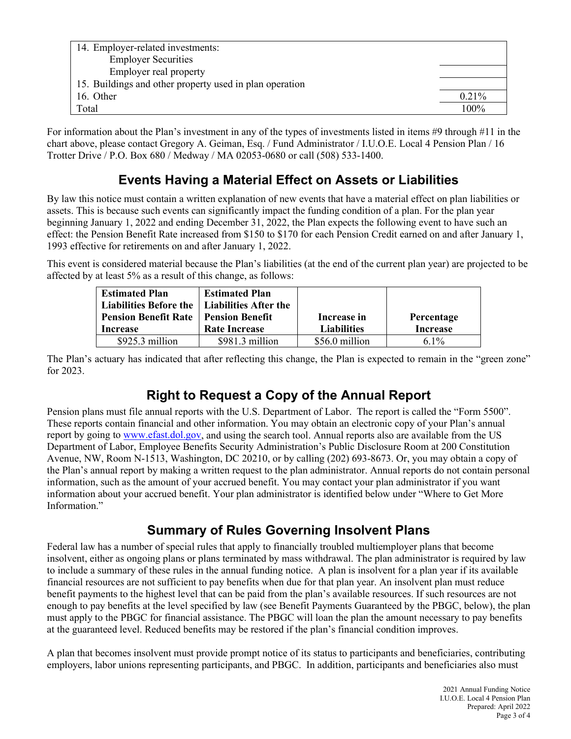| | |
|---|---|
| 14. Employer-related investments: | |
| Employer Securities | |
| Employer real property | |
| 15. Buildings and other property used in plan operation | |
| 16. Other | 0.21% |
| Total | 100% |

For information about the Plan's investment in any of the types of investments listed in items #9 through #11 in the chart above, please contact Gregory A. Geiman, Esq. / Fund Administrator / I.U.O.E. Local 4 Pension Plan / 16 Trotter Drive / P.O. Box 680 / Medway / MA 02053-0680 or call (508) 533-1400.

## Events Having a Material Effect on Assets or Liabilities

By law this notice must contain a written explanation of new events that have a material effect on plan liabilities or assets. This is because such events can significantly impact the funding condition of a plan. For the plan year beginning January 1, 2022 and ending December 31, 2022, the Plan expects the following event to have such an effect: the Pension Benefit Rate increased from $150 to $170 for each Pension Credit earned on and after January 1, 1993 effective for retirements on and after January 1, 2022.

This event is considered material because the Plan's liabilities (at the end of the current plan year) are projected to be affected by at least 5% as a result of this change, as follows:

| Estimated Plan Liabilities Before the Pension Benefit Rate Increase | Estimated Plan Liabilities After the Pension Benefit Rate Increase | Increase in Liabilities | Percentage Increase |
|---|---|---|---|
| $925.3 million | $981.3 million | $56.0 million | 6.1% |

The Plan's actuary has indicated that after reflecting this change, the Plan is expected to remain in the "green zone" for 2023.

## Right to Request a Copy of the Annual Report

Pension plans must file annual reports with the U.S. Department of Labor. The report is called the "Form 5500". These reports contain financial and other information. You may obtain an electronic copy of your Plan's annual report by going to www.efast.dol.gov, and using the search tool. Annual reports also are available from the US Department of Labor, Employee Benefits Security Administration's Public Disclosure Room at 200 Constitution Avenue, NW, Room N-1513, Washington, DC 20210, or by calling (202) 693-8673. Or, you may obtain a copy of the Plan's annual report by making a written request to the plan administrator. Annual reports do not contain personal information, such as the amount of your accrued benefit. You may contact your plan administrator if you want information about your accrued benefit. Your plan administrator is identified below under "Where to Get More Information."

## Summary of Rules Governing Insolvent Plans

Federal law has a number of special rules that apply to financially troubled multiemployer plans that become insolvent, either as ongoing plans or plans terminated by mass withdrawal. The plan administrator is required by law to include a summary of these rules in the annual funding notice. A plan is insolvent for a plan year if its available financial resources are not sufficient to pay benefits when due for that plan year. An insolvent plan must reduce benefit payments to the highest level that can be paid from the plan's available resources. If such resources are not enough to pay benefits at the level specified by law (see Benefit Payments Guaranteed by the PBGC, below), the plan must apply to the PBGC for financial assistance. The PBGC will loan the plan the amount necessary to pay benefits at the guaranteed level. Reduced benefits may be restored if the plan's financial condition improves.

A plan that becomes insolvent must provide prompt notice of its status to participants and beneficiaries, contributing employers, labor unions representing participants, and PBGC. In addition, participants and beneficiaries also must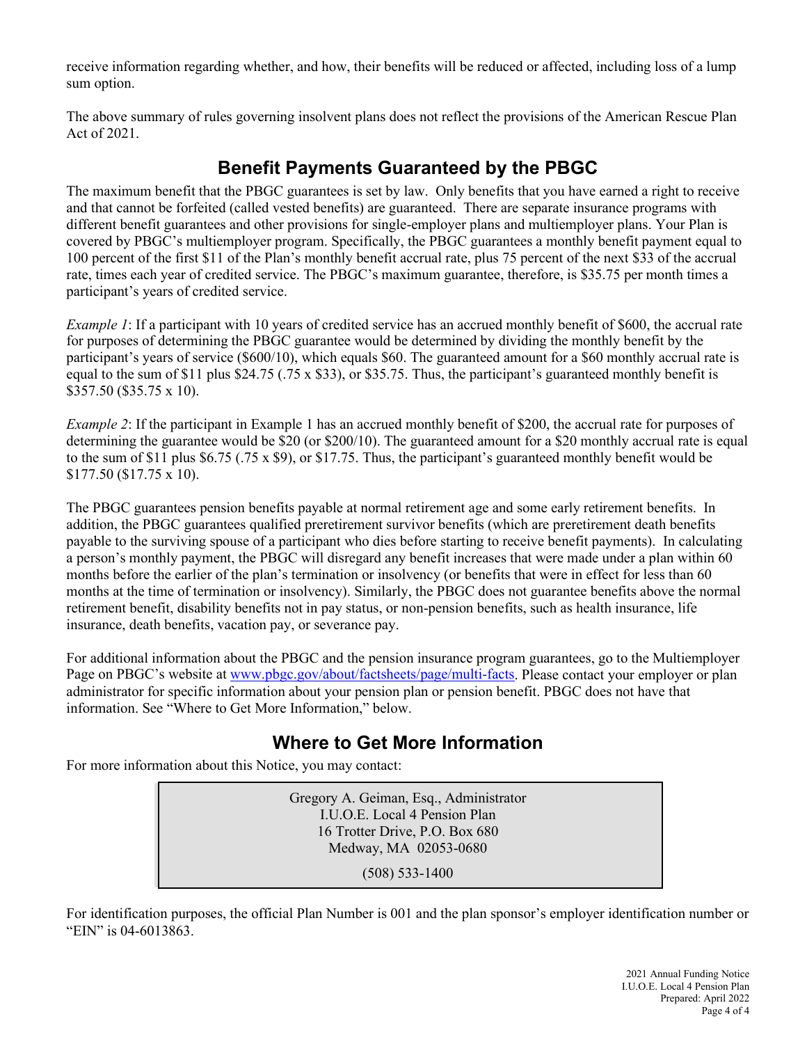receive information regarding whether, and how, their benefits will be reduced or affected, including loss of a lump sum option.

The above summary of rules governing insolvent plans does not reflect the provisions of the American Rescue Plan Act of 2021.

## Benefit Payments Guaranteed by the PBGC

The maximum benefit that the PBGC guarantees is set by law. Only benefits that you have earned a right to receive and that cannot be forfeited (called vested benefits) are guaranteed. There are separate insurance programs with different benefit guarantees and other provisions for single-employer plans and multiemployer plans. Your Plan is covered by PBGC's multiemployer program. Specifically, the PBGC guarantees a monthly benefit payment equal to 100 percent of the first $11 of the Plan's monthly benefit accrual rate, plus 75 percent of the next $33 of the accrual rate, times each year of credited service. The PBGC's maximum guarantee, therefore, is $35.75 per month times a participant's years of credited service.

*Example 1*: If a participant with 10 years of credited service has an accrued monthly benefit of $600, the accrual rate for purposes of determining the PBGC guarantee would be determined by dividing the monthly benefit by the participant's years of service ($600/10), which equals $60. The guaranteed amount for a $60 monthly accrual rate is equal to the sum of $11 plus $24.75 (.75 x $33), or $35.75. Thus, the participant's guaranteed monthly benefit is $357.50 ($35.75 x 10).

*Example 2*: If the participant in Example 1 has an accrued monthly benefit of $200, the accrual rate for purposes of determining the guarantee would be $20 (or $200/10). The guaranteed amount for a $20 monthly accrual rate is equal to the sum of $11 plus $6.75 (.75 x $9), or $17.75. Thus, the participant's guaranteed monthly benefit would be $177.50 ($17.75 x 10).

The PBGC guarantees pension benefits payable at normal retirement age and some early retirement benefits. In addition, the PBGC guarantees qualified preretirement survivor benefits (which are preretirement death benefits payable to the surviving spouse of a participant who dies before starting to receive benefit payments). In calculating a person's monthly payment, the PBGC will disregard any benefit increases that were made under a plan within 60 months before the earlier of the plan's termination or insolvency (or benefits that were in effect for less than 60 months at the time of termination or insolvency). Similarly, the PBGC does not guarantee benefits above the normal retirement benefit, disability benefits not in pay status, or non-pension benefits, such as health insurance, life insurance, death benefits, vacation pay, or severance pay.

For additional information about the PBGC and the pension insurance program guarantees, go to the Multiemployer Page on PBGC's website at [www.pbgc.gov/about/factsheets/page/multi-facts](www.pbgc.gov/about/factsheets/page/multi-facts). Please contact your employer or plan administrator for specific information about your pension plan or pension benefit. PBGC does not have that information. See "Where to Get More Information," below.

## Where to Get More Information

For more information about this Notice, you may contact:

Gregory A. Geiman, Esq., Administrator
I.U.O.E. Local 4 Pension Plan
16 Trotter Drive, P.O. Box 680
Medway, MA 02053-0680

(508) 533-1400

For identification purposes, the official Plan Number is 001 and the plan sponsor's employer identification number or "EIN" is 04-6013863.